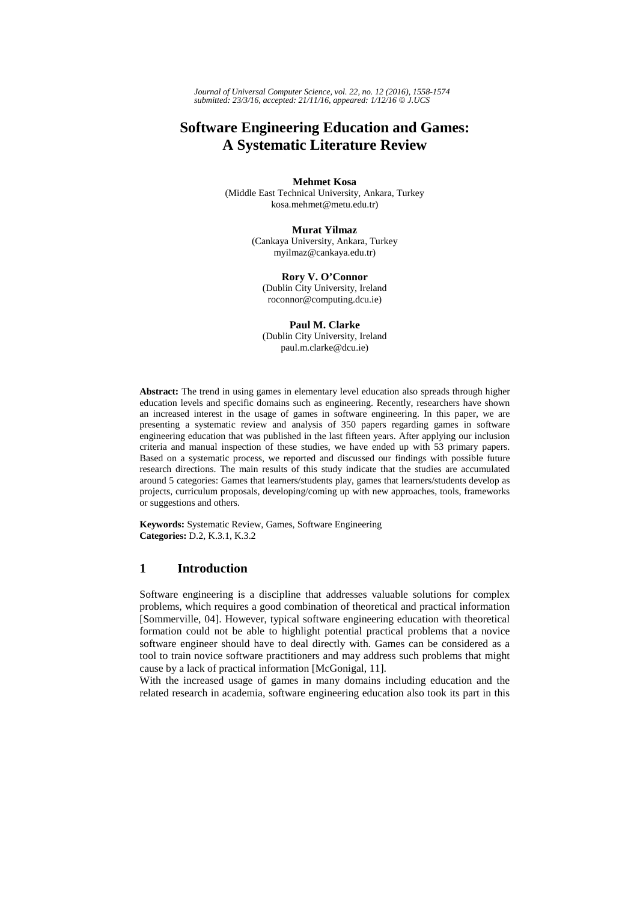# Software Engineering Education and Games: A Systematic Literature Review

**Mehmet Kosa**
(Middle East Technical University, Ankara, Turkey
kosa.mehmet@metu.edu.tr)

**Murat Yilmaz**
(Cankaya University, Ankara, Turkey
myilmaz@cankaya.edu.tr)

**Rory V. O'Connor**
(Dublin City University, Ireland
roconnor@computing.dcu.ie)

**Paul M. Clarke**
(Dublin City University, Ireland
paul.m.clarke@dcu.ie)

**Abstract:** The trend in using games in elementary level education also spreads through higher education levels and specific domains such as engineering. Recently, researchers have shown an increased interest in the usage of games in software engineering. In this paper, we are presenting a systematic review and analysis of 350 papers regarding games in software engineering education that was published in the last fifteen years. After applying our inclusion criteria and manual inspection of these studies, we have ended up with 53 primary papers. Based on a systematic process, we reported and discussed our findings with possible future research directions. The main results of this study indicate that the studies are accumulated around 5 categories: Games that learners/students play, games that learners/students develop as projects, curriculum proposals, developing/coming up with new approaches, tools, frameworks or suggestions and others.

**Keywords:** Systematic Review, Games, Software Engineering
**Categories:** D.2, K.3.1, K.3.2

## 1 Introduction

Software engineering is a discipline that addresses valuable solutions for complex problems, which requires a good combination of theoretical and practical information [Sommerville, 04]. However, typical software engineering education with theoretical formation could not be able to highlight potential practical problems that a novice software engineer should have to deal directly with. Games can be considered as a tool to train novice software practitioners and may address such problems that might cause by a lack of practical information [McGonigal, 11].

With the increased usage of games in many domains including education and the related research in academia, software engineering education also took its part in this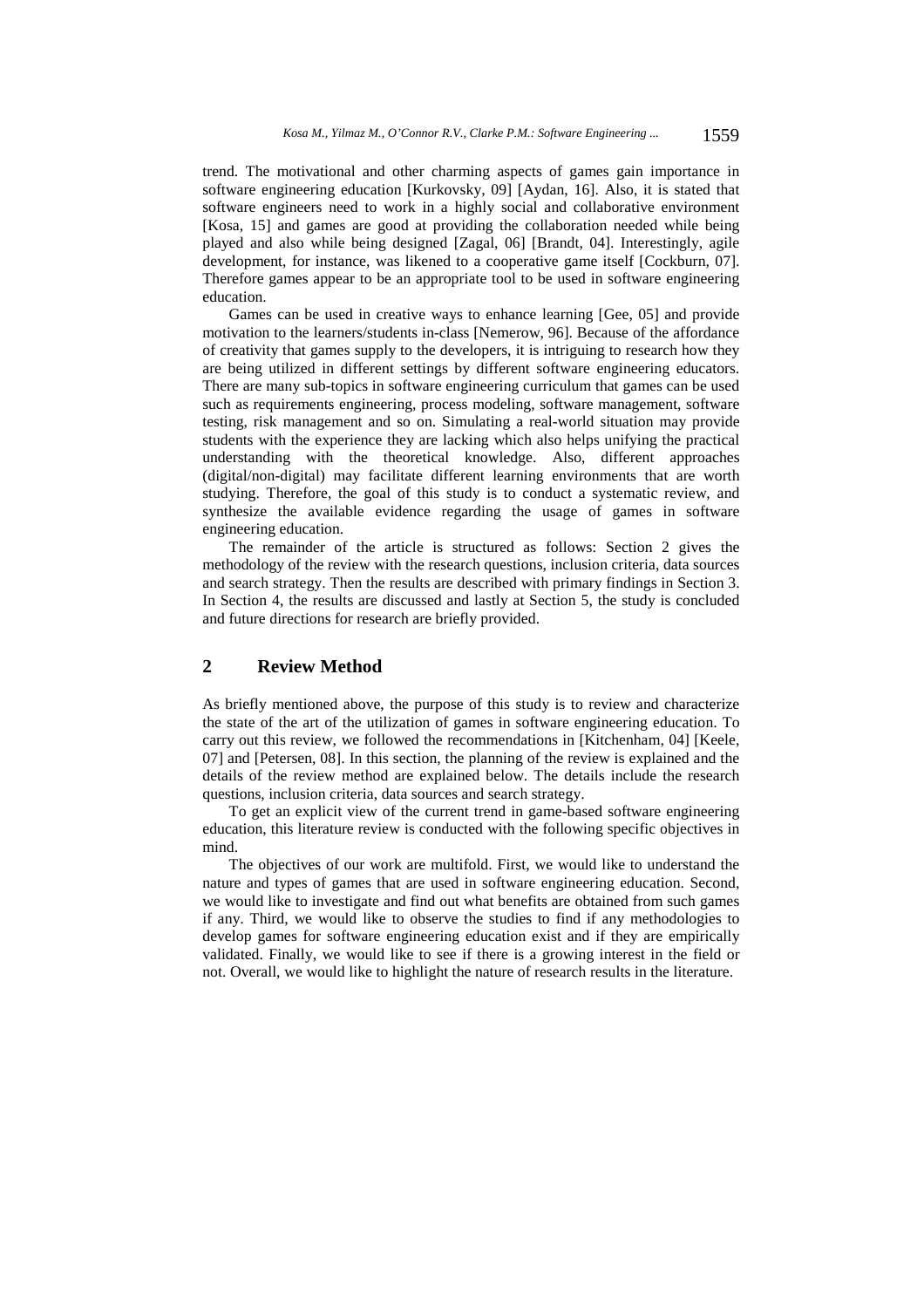trend. The motivational and other charming aspects of games gain importance in software engineering education [Kurkovsky, 09] [Aydan, 16]. Also, it is stated that software engineers need to work in a highly social and collaborative environment [Kosa, 15] and games are good at providing the collaboration needed while being played and also while being designed [Zagal, 06] [Brandt, 04]. Interestingly, agile development, for instance, was likened to a cooperative game itself [Cockburn, 07]. Therefore games appear to be an appropriate tool to be used in software engineering education.

Games can be used in creative ways to enhance learning [Gee, 05] and provide motivation to the learners/students in-class [Nemerow, 96]. Because of the affordance of creativity that games supply to the developers, it is intriguing to research how they are being utilized in different settings by different software engineering educators. There are many sub-topics in software engineering curriculum that games can be used such as requirements engineering, process modeling, software management, software testing, risk management and so on. Simulating a real-world situation may provide students with the experience they are lacking which also helps unifying the practical understanding with the theoretical knowledge. Also, different approaches (digital/non-digital) may facilitate different learning environments that are worth studying. Therefore, the goal of this study is to conduct a systematic review, and synthesize the available evidence regarding the usage of games in software engineering education.

The remainder of the article is structured as follows: Section 2 gives the methodology of the review with the research questions, inclusion criteria, data sources and search strategy. Then the results are described with primary findings in Section 3. In Section 4, the results are discussed and lastly at Section 5, the study is concluded and future directions for research are briefly provided.

## 2 Review Method

As briefly mentioned above, the purpose of this study is to review and characterize the state of the art of the utilization of games in software engineering education. To carry out this review, we followed the recommendations in [Kitchenham, 04] [Keele, 07] and [Petersen, 08]. In this section, the planning of the review is explained and the details of the review method are explained below. The details include the research questions, inclusion criteria, data sources and search strategy.

To get an explicit view of the current trend in game-based software engineering education, this literature review is conducted with the following specific objectives in mind.

The objectives of our work are multifold. First, we would like to understand the nature and types of games that are used in software engineering education. Second, we would like to investigate and find out what benefits are obtained from such games if any. Third, we would like to observe the studies to find if any methodologies to develop games for software engineering education exist and if they are empirically validated. Finally, we would like to see if there is a growing interest in the field or not. Overall, we would like to highlight the nature of research results in the literature.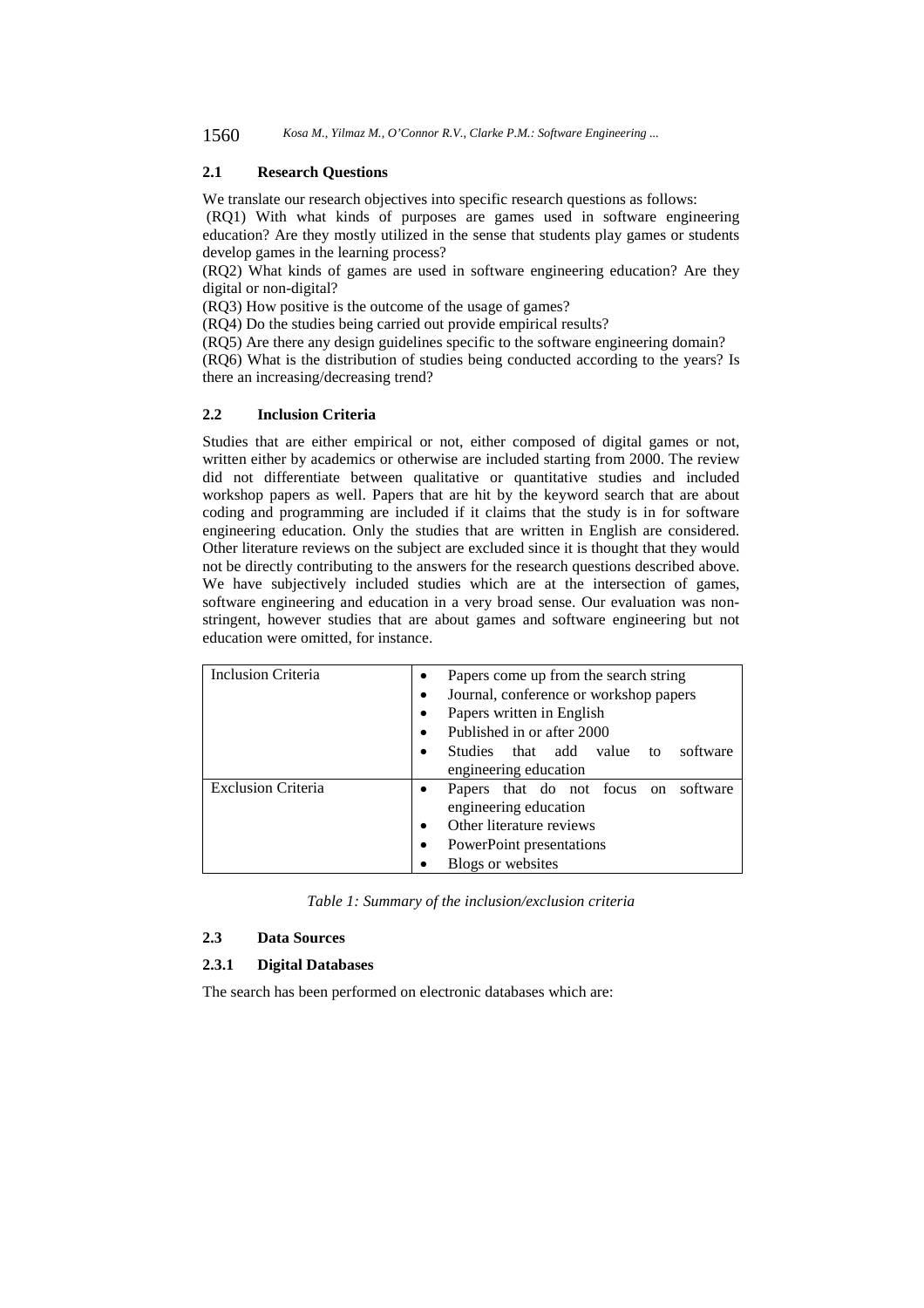### 2.1 Research Questions

We translate our research objectives into specific research questions as follows:

(RQ1) With what kinds of purposes are games used in software engineering education? Are they mostly utilized in the sense that students play games or students develop games in the learning process?

(RQ2) What kinds of games are used in software engineering education? Are they digital or non-digital?

(RQ3) How positive is the outcome of the usage of games?

(RQ4) Do the studies being carried out provide empirical results?

(RQ5) Are there any design guidelines specific to the software engineering domain?

(RQ6) What is the distribution of studies being conducted according to the years? Is there an increasing/decreasing trend?

### 2.2 Inclusion Criteria

Studies that are either empirical or not, either composed of digital games or not, written either by academics or otherwise are included starting from 2000. The review did not differentiate between qualitative or quantitative studies and included workshop papers as well. Papers that are hit by the keyword search that are about coding and programming are included if it claims that the study is in for software engineering education. Only the studies that are written in English are considered. Other literature reviews on the subject are excluded since it is thought that they would not be directly contributing to the answers for the research questions described above. We have subjectively included studies which are at the intersection of games, software engineering and education in a very broad sense. Our evaluation was non-stringent, however studies that are about games and software engineering but not education were omitted, for instance.

| | |
|---|---|
| Inclusion Criteria | • Papers come up from the search string<br>• Journal, conference or workshop papers<br>• Papers written in English<br>• Published in or after 2000<br>• Studies that add value to software engineering education |
| Exclusion Criteria | • Papers that do not focus on software engineering education<br>• Other literature reviews<br>• PowerPoint presentations<br>• Blogs or websites |

*Table 1: Summary of the inclusion/exclusion criteria*

### 2.3 Data Sources

#### 2.3.1 Digital Databases

The search has been performed on electronic databases which are: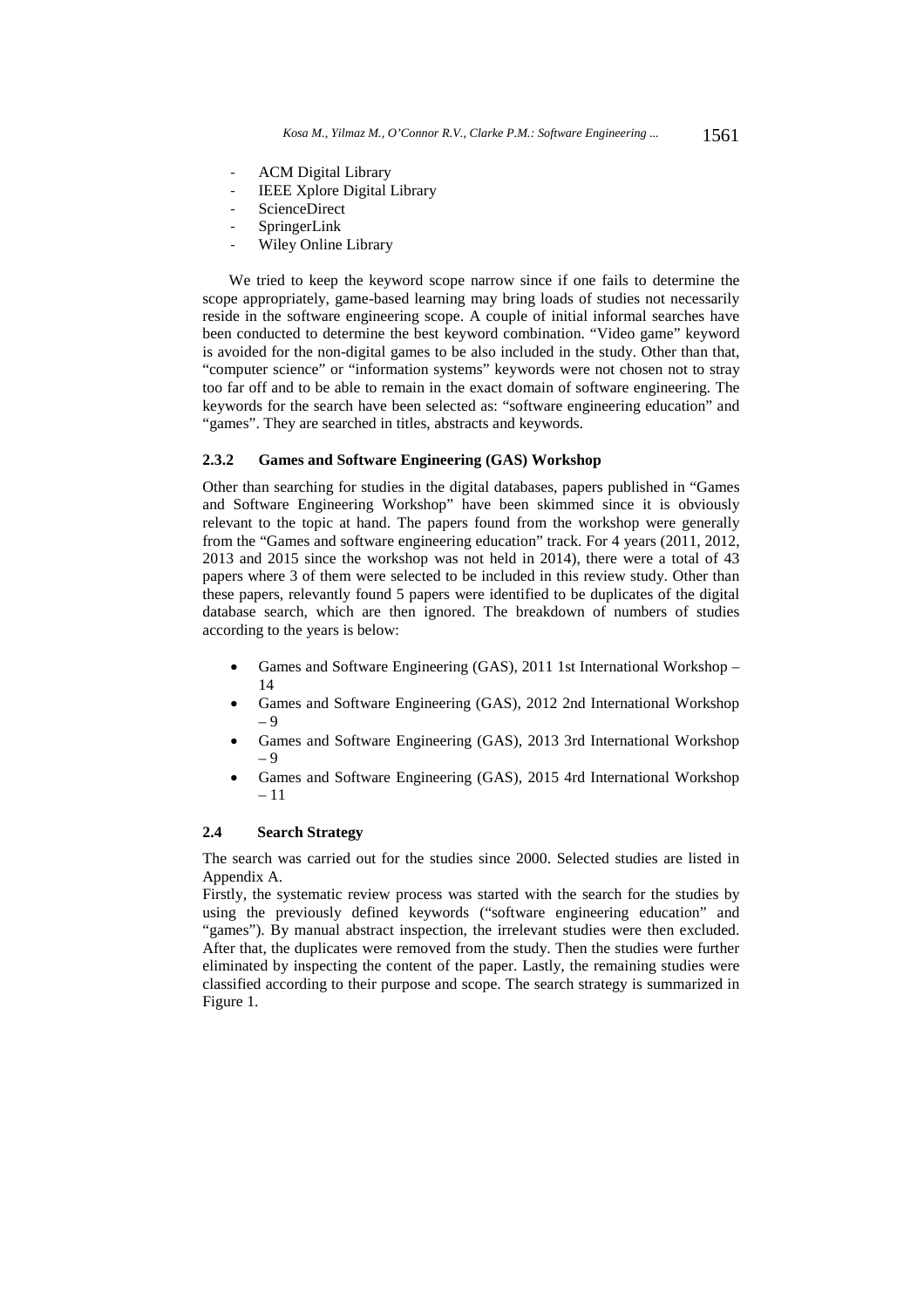- ACM Digital Library
- IEEE Xplore Digital Library
- ScienceDirect
- SpringerLink
- Wiley Online Library

We tried to keep the keyword scope narrow since if one fails to determine the scope appropriately, game-based learning may bring loads of studies not necessarily reside in the software engineering scope. A couple of initial informal searches have been conducted to determine the best keyword combination. "Video game" keyword is avoided for the non-digital games to be also included in the study. Other than that, "computer science" or "information systems" keywords were not chosen not to stray too far off and to be able to remain in the exact domain of software engineering. The keywords for the search have been selected as: "software engineering education" and "games". They are searched in titles, abstracts and keywords.

### 2.3.2 Games and Software Engineering (GAS) Workshop

Other than searching for studies in the digital databases, papers published in "Games and Software Engineering Workshop" have been skimmed since it is obviously relevant to the topic at hand. The papers found from the workshop were generally from the "Games and software engineering education" track. For 4 years (2011, 2012, 2013 and 2015 since the workshop was not held in 2014), there were a total of 43 papers where 3 of them were selected to be included in this review study. Other than these papers, relevantly found 5 papers were identified to be duplicates of the digital database search, which are then ignored. The breakdown of numbers of studies according to the years is below:

- Games and Software Engineering (GAS), 2011 1st International Workshop – 14
- Games and Software Engineering (GAS), 2012 2nd International Workshop – 9
- Games and Software Engineering (GAS), 2013 3rd International Workshop – 9
- Games and Software Engineering (GAS), 2015 4rd International Workshop – 11

## 2.4 Search Strategy

The search was carried out for the studies since 2000. Selected studies are listed in Appendix A.

Firstly, the systematic review process was started with the search for the studies by using the previously defined keywords ("software engineering education" and "games"). By manual abstract inspection, the irrelevant studies were then excluded. After that, the duplicates were removed from the study. Then the studies were further eliminated by inspecting the content of the paper. Lastly, the remaining studies were classified according to their purpose and scope. The search strategy is summarized in Figure 1.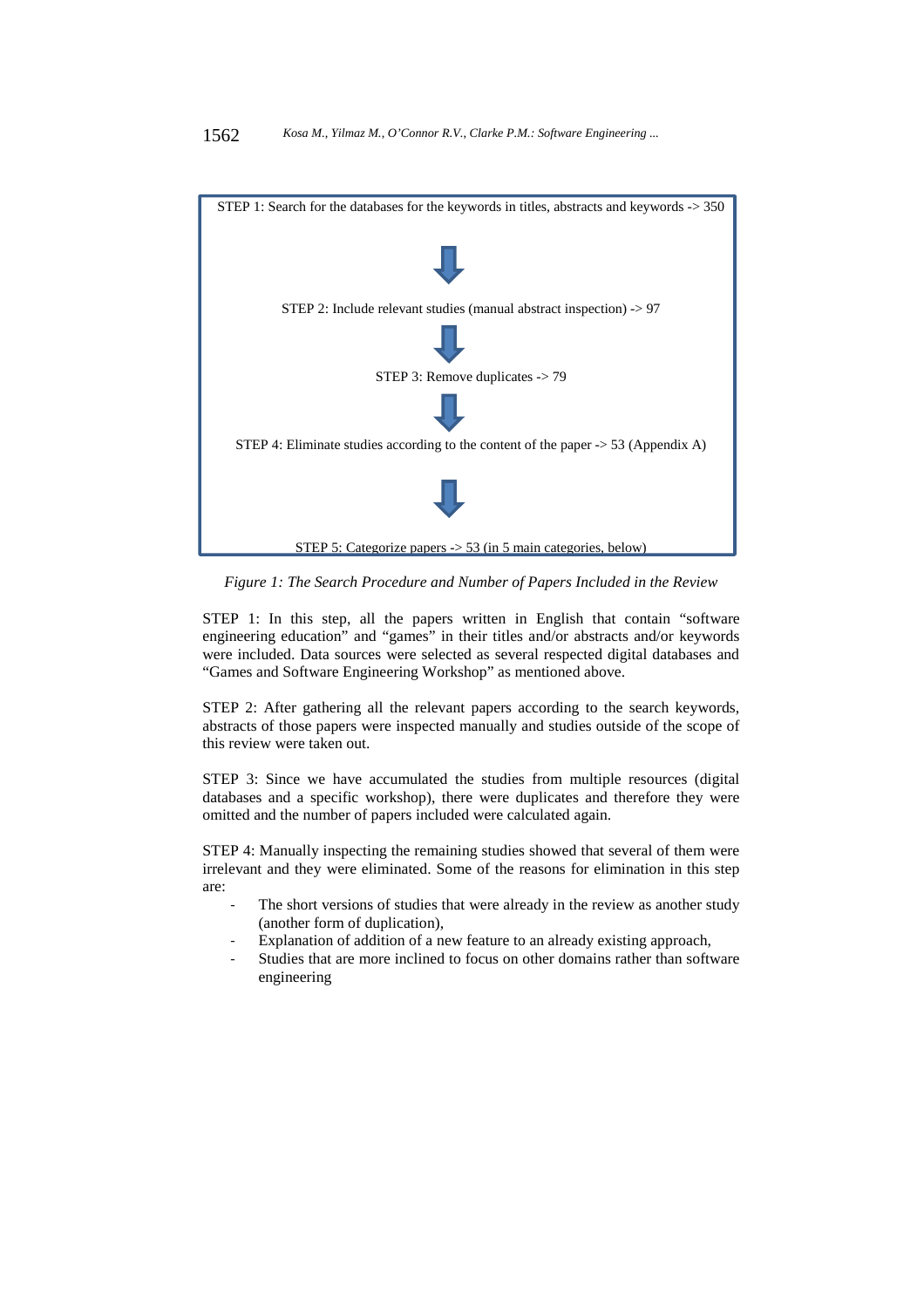STEP 1: Search for the databases for the keywords in titles, abstracts and keywords -> 350

STEP 2: Include relevant studies (manual abstract inspection) -> 97

STEP 3: Remove duplicates -> 79

STEP 4: Eliminate studies according to the content of the paper -> 53 (Appendix A)

STEP 5: Categorize papers -> 53 (in 5 main categories, below)

*Figure 1: The Search Procedure and Number of Papers Included in the Review*

STEP 1: In this step, all the papers written in English that contain "software engineering education" and "games" in their titles and/or abstracts and/or keywords were included. Data sources were selected as several respected digital databases and "Games and Software Engineering Workshop" as mentioned above.

STEP 2: After gathering all the relevant papers according to the search keywords, abstracts of those papers were inspected manually and studies outside of the scope of this review were taken out.

STEP 3: Since we have accumulated the studies from multiple resources (digital databases and a specific workshop), there were duplicates and therefore they were omitted and the number of papers included were calculated again.

STEP 4: Manually inspecting the remaining studies showed that several of them were irrelevant and they were eliminated. Some of the reasons for elimination in this step are:

- The short versions of studies that were already in the review as another study (another form of duplication),
- Explanation of addition of a new feature to an already existing approach,
- Studies that are more inclined to focus on other domains rather than software engineering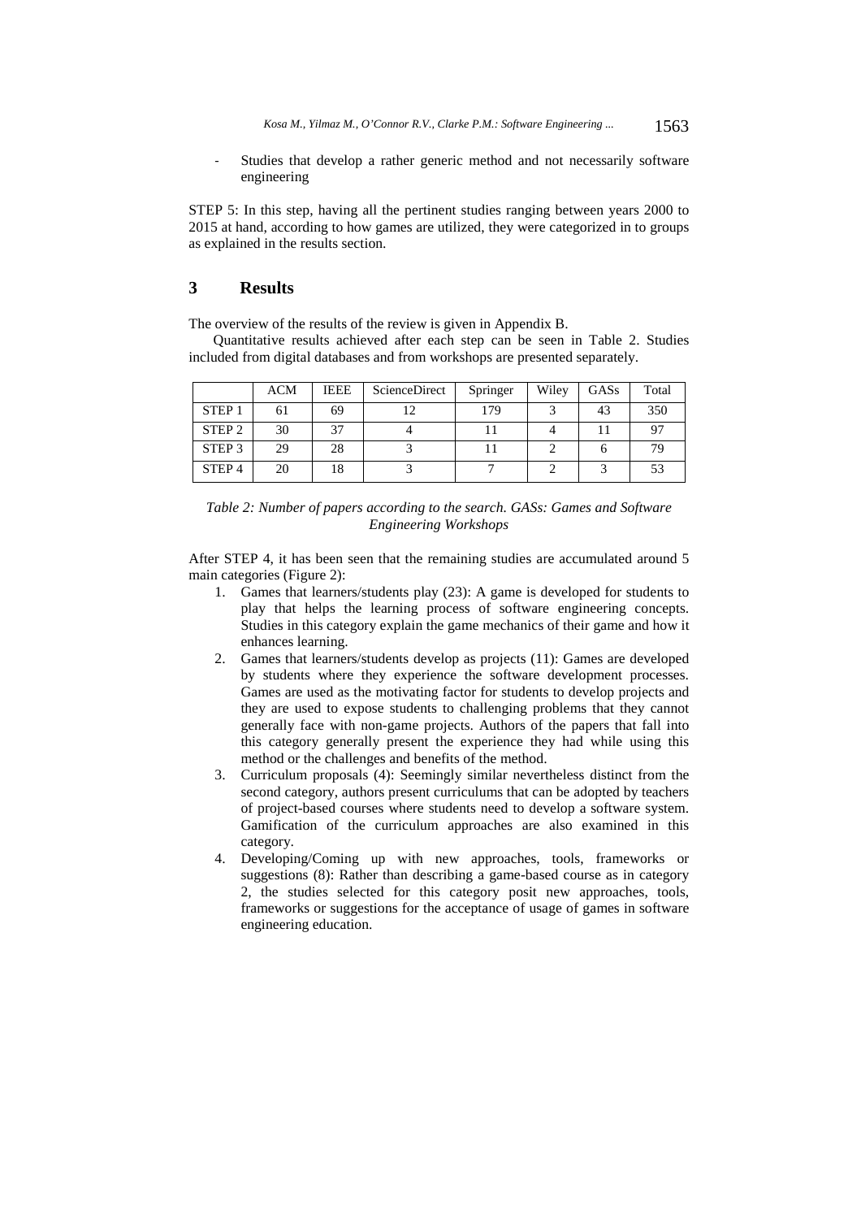- Studies that develop a rather generic method and not necessarily software engineering

STEP 5: In this step, having all the pertinent studies ranging between years 2000 to 2015 at hand, according to how games are utilized, they were categorized in to groups as explained in the results section.

## 3 Results

The overview of the results of the review is given in Appendix B.

Quantitative results achieved after each step can be seen in Table 2. Studies included from digital databases and from workshops are presented separately.

| | ACM | IEEE | ScienceDirect | Springer | Wiley | GASs | Total |
|---|---|---|---|---|---|---|---|
| STEP 1 | 61 | 69 | 12 | 179 | 3 | 43 | 350 |
| STEP 2 | 30 | 37 | 4 | 11 | 4 | 11 | 97 |
| STEP 3 | 29 | 28 | 3 | 11 | 2 | 6 | 79 |
| STEP 4 | 20 | 18 | 3 | 7 | 2 | 3 | 53 |

*Table 2: Number of papers according to the search. GASs: Games and Software Engineering Workshops*

After STEP 4, it has been seen that the remaining studies are accumulated around 5 main categories (Figure 2):

1. Games that learners/students play (23): A game is developed for students to play that helps the learning process of software engineering concepts. Studies in this category explain the game mechanics of their game and how it enhances learning.
2. Games that learners/students develop as projects (11): Games are developed by students where they experience the software development processes. Games are used as the motivating factor for students to develop projects and they are used to expose students to challenging problems that they cannot generally face with non-game projects. Authors of the papers that fall into this category generally present the experience they had while using this method or the challenges and benefits of the method.
3. Curriculum proposals (4): Seemingly similar nevertheless distinct from the second category, authors present curriculums that can be adopted by teachers of project-based courses where students need to develop a software system. Gamification of the curriculum approaches are also examined in this category.
4. Developing/Coming up with new approaches, tools, frameworks or suggestions (8): Rather than describing a game-based course as in category 2, the studies selected for this category posit new approaches, tools, frameworks or suggestions for the acceptance of usage of games in software engineering education.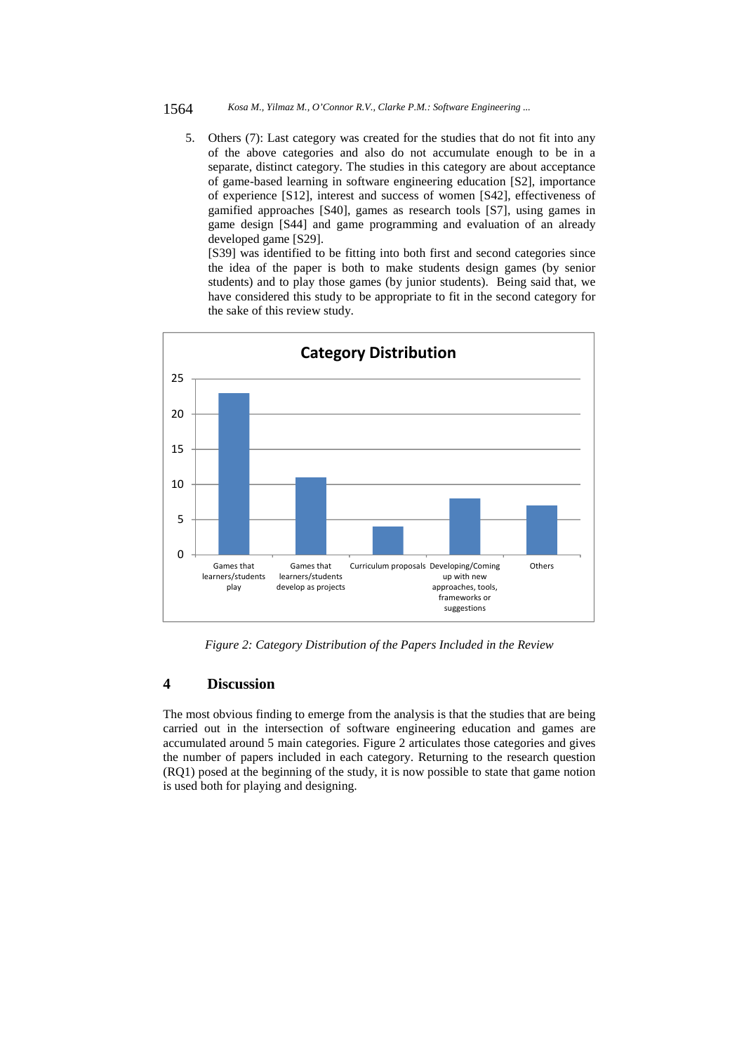5. Others (7): Last category was created for the studies that do not fit into any of the above categories and also do not accumulate enough to be in a separate, distinct category. The studies in this category are about acceptance of game-based learning in software engineering education [S2], importance of experience [S12], interest and success of women [S42], effectiveness of gamified approaches [S40], games as research tools [S7], using games in game design [S44] and game programming and evaluation of an already developed game [S29].

   [S39] was identified to be fitting into both first and second categories since the idea of the paper is both to make students design games (by senior students) and to play those games (by junior students). Being said that, we have considered this study to be appropriate to fit in the second category for the sake of this review study.

Category Distribution

25
20
15
10
5
0

Games that learners/students play
Games that learners/students develop as projects
Curriculum proposals
Developing/Coming up with new approaches, tools, frameworks or suggestions
Others

*Figure 2: Category Distribution of the Papers Included in the Review*

## 4 Discussion

The most obvious finding to emerge from the analysis is that the studies that are being carried out in the intersection of software engineering education and games are accumulated around 5 main categories. Figure 2 articulates those categories and gives the number of papers included in each category. Returning to the research question (RQ1) posed at the beginning of the study, it is now possible to state that game notion is used both for playing and designing.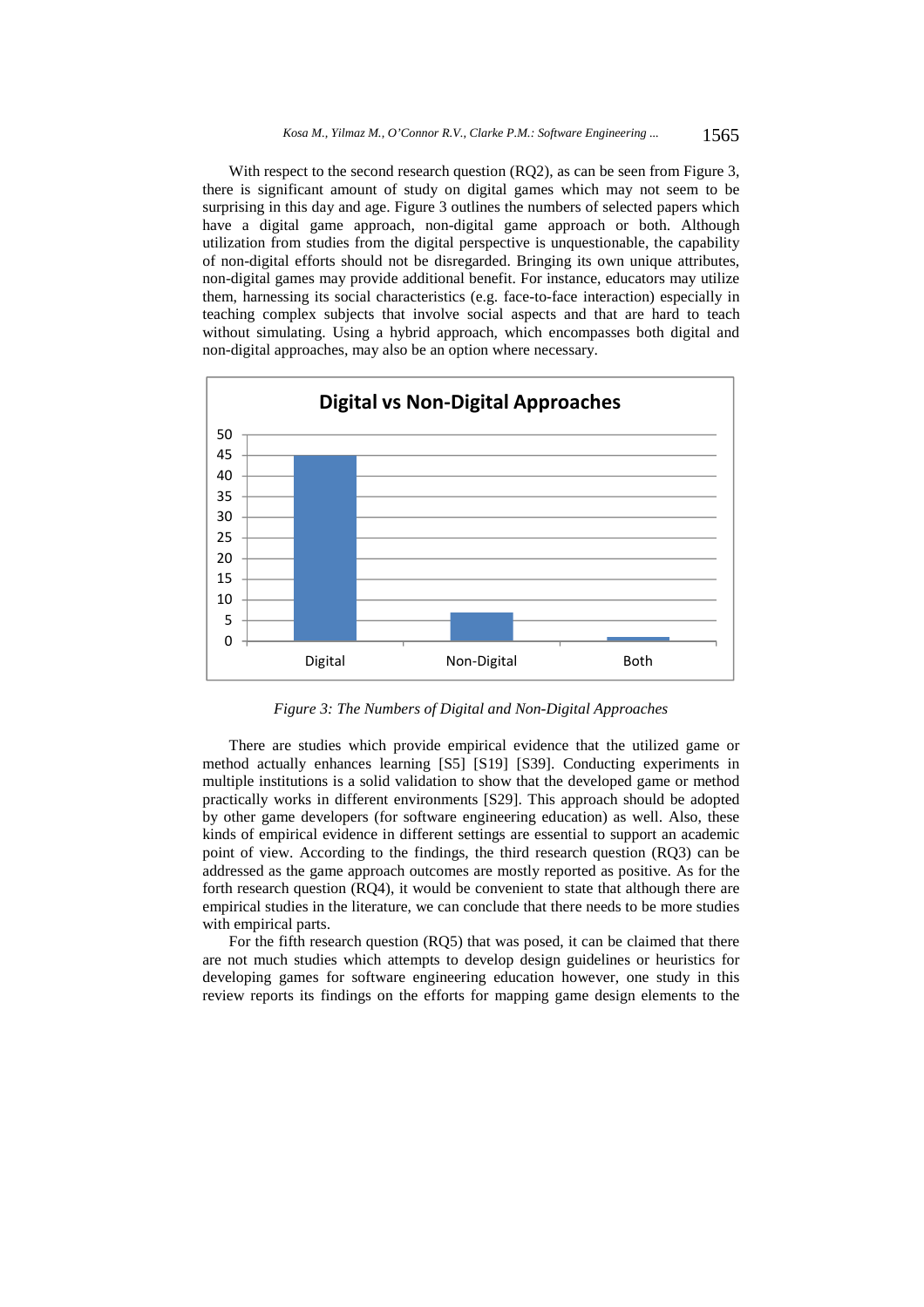With respect to the second research question (RQ2), as can be seen from Figure 3, there is significant amount of study on digital games which may not seem to be surprising in this day and age. Figure 3 outlines the numbers of selected papers which have a digital game approach, non-digital game approach or both. Although utilization from studies from the digital perspective is unquestionable, the capability of non-digital efforts should not be disregarded. Bringing its own unique attributes, non-digital games may provide additional benefit. For instance, educators may utilize them, harnessing its social characteristics (e.g. face-to-face interaction) especially in teaching complex subjects that involve social aspects and that are hard to teach without simulating. Using a hybrid approach, which encompasses both digital and non-digital approaches, may also be an option where necessary.

Digital vs Non-Digital Approaches

50
45
40
35
30
25
20
15
10
5
0

Digital
Non-Digital
Both

*Figure 3: The Numbers of Digital and Non-Digital Approaches*

There are studies which provide empirical evidence that the utilized game or method actually enhances learning [S5] [S19] [S39]. Conducting experiments in multiple institutions is a solid validation to show that the developed game or method practically works in different environments [S29]. This approach should be adopted by other game developers (for software engineering education) as well. Also, these kinds of empirical evidence in different settings are essential to support an academic point of view. According to the findings, the third research question (RQ3) can be addressed as the game approach outcomes are mostly reported as positive. As for the forth research question (RQ4), it would be convenient to state that although there are empirical studies in the literature, we can conclude that there needs to be more studies with empirical parts.

For the fifth research question (RQ5) that was posed, it can be claimed that there are not much studies which attempts to develop design guidelines or heuristics for developing games for software engineering education however, one study in this review reports its findings on the efforts for mapping game design elements to the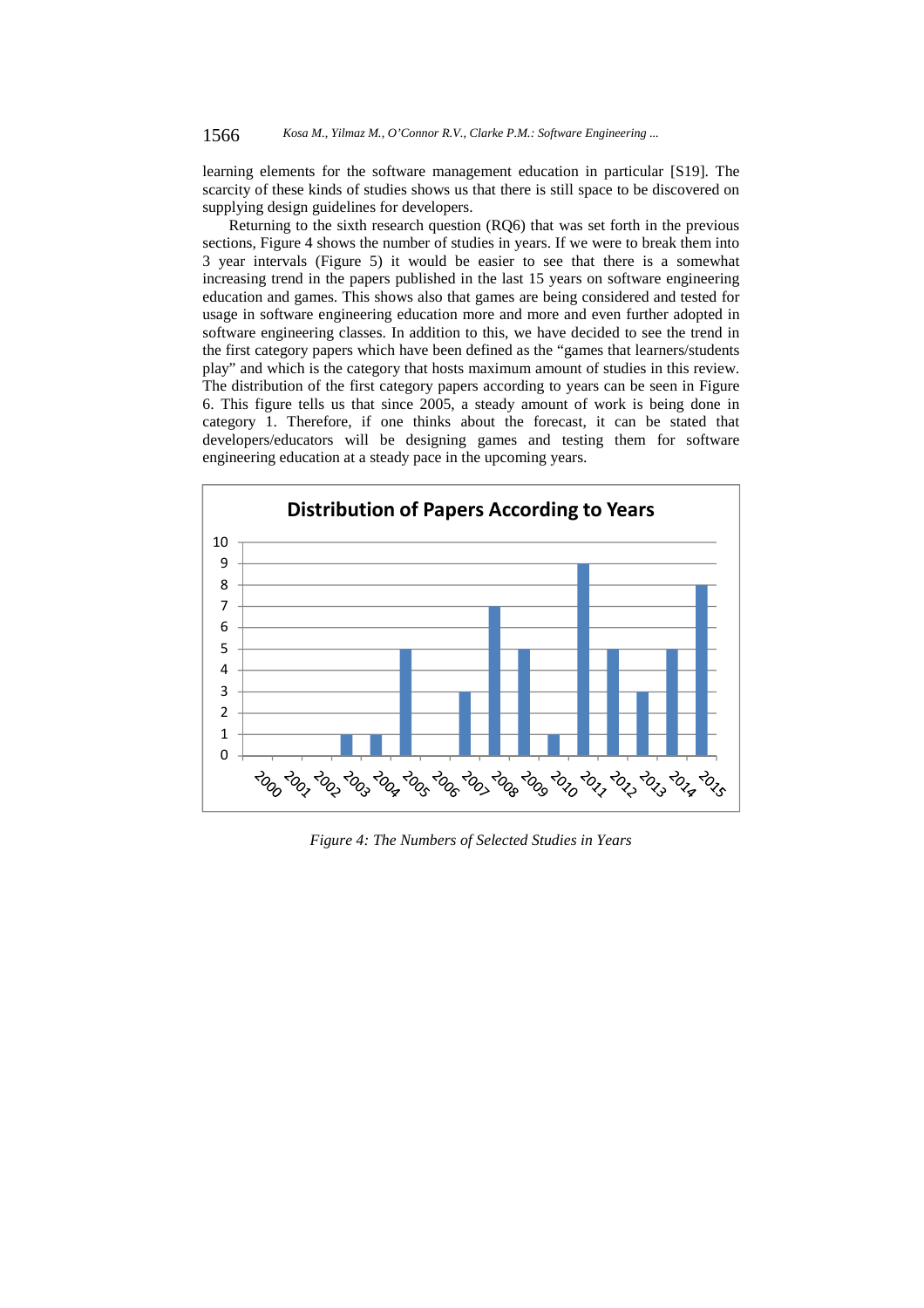learning elements for the software management education in particular [S19]. The scarcity of these kinds of studies shows us that there is still space to be discovered on supplying design guidelines for developers.

Returning to the sixth research question (RQ6) that was set forth in the previous sections, Figure 4 shows the number of studies in years. If we were to break them into 3 year intervals (Figure 5) it would be easier to see that there is a somewhat increasing trend in the papers published in the last 15 years on software engineering education and games. This shows also that games are being considered and tested for usage in software engineering education more and more and even further adopted in software engineering classes. In addition to this, we have decided to see the trend in the first category papers which have been defined as the "games that learners/students play" and which is the category that hosts maximum amount of studies in this review. The distribution of the first category papers according to years can be seen in Figure 6. This figure tells us that since 2005, a steady amount of work is being done in category 1. Therefore, if one thinks about the forecast, it can be stated that developers/educators will be designing games and testing them for software engineering education at a steady pace in the upcoming years.

**Distribution of Papers According to Years**

| Year | Number of Papers |
|---|---|
| 2000 | 0 |
| 2001 | 0 |
| 2002 | 0 |
| 2003 | 1 |
| 2004 | 1 |
| 2005 | 5 |
| 2006 | 0 |
| 2007 | 3 |
| 2008 | 7 |
| 2009 | 5 |
| 2010 | 1 |
| 2011 | 9 |
| 2012 | 5 |
| 2013 | 3 |
| 2014 | 5 |
| 2015 | 8 |

*Figure 4: The Numbers of Selected Studies in Years*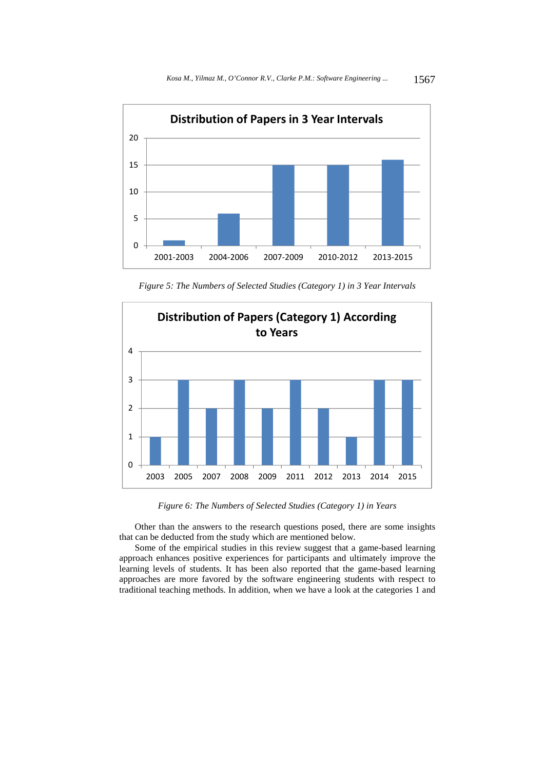Figure 5: The Numbers of Selected Studies (Category 1) in 3 Year Intervals

Figure 6: The Numbers of Selected Studies (Category 1) in Years

Other than the answers to the research questions posed, there are some insights that can be deducted from the study which are mentioned below.

Some of the empirical studies in this review suggest that a game-based learning approach enhances positive experiences for participants and ultimately improve the learning levels of students. It has been also reported that the game-based learning approaches are more favored by the software engineering students with respect to traditional teaching methods. In addition, when we have a look at the categories 1 and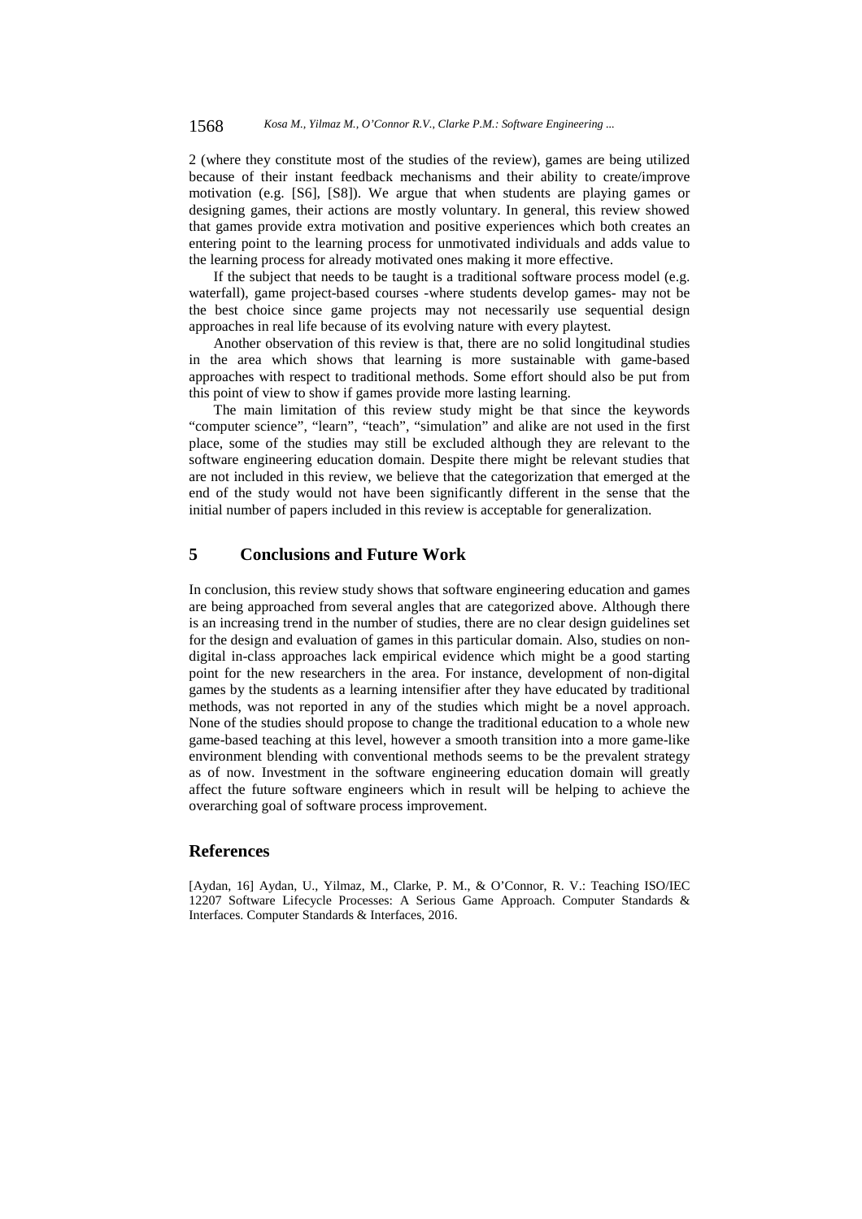2 (where they constitute most of the studies of the review), games are being utilized because of their instant feedback mechanisms and their ability to create/improve motivation (e.g. [S6], [S8]). We argue that when students are playing games or designing games, their actions are mostly voluntary. In general, this review showed that games provide extra motivation and positive experiences which both creates an entering point to the learning process for unmotivated individuals and adds value to the learning process for already motivated ones making it more effective.

If the subject that needs to be taught is a traditional software process model (e.g. waterfall), game project-based courses -where students develop games- may not be the best choice since game projects may not necessarily use sequential design approaches in real life because of its evolving nature with every playtest.

Another observation of this review is that, there are no solid longitudinal studies in the area which shows that learning is more sustainable with game-based approaches with respect to traditional methods. Some effort should also be put from this point of view to show if games provide more lasting learning.

The main limitation of this review study might be that since the keywords "computer science", "learn", "teach", "simulation" and alike are not used in the first place, some of the studies may still be excluded although they are relevant to the software engineering education domain. Despite there might be relevant studies that are not included in this review, we believe that the categorization that emerged at the end of the study would not have been significantly different in the sense that the initial number of papers included in this review is acceptable for generalization.

## 5 Conclusions and Future Work

In conclusion, this review study shows that software engineering education and games are being approached from several angles that are categorized above. Although there is an increasing trend in the number of studies, there are no clear design guidelines set for the design and evaluation of games in this particular domain. Also, studies on non-digital in-class approaches lack empirical evidence which might be a good starting point for the new researchers in the area. For instance, development of non-digital games by the students as a learning intensifier after they have educated by traditional methods, was not reported in any of the studies which might be a novel approach. None of the studies should propose to change the traditional education to a whole new game-based teaching at this level, however a smooth transition into a more game-like environment blending with conventional methods seems to be the prevalent strategy as of now. Investment in the software engineering education domain will greatly affect the future software engineers which in result will be helping to achieve the overarching goal of software process improvement.

## References

[Aydan, 16] Aydan, U., Yilmaz, M., Clarke, P. M., & O'Connor, R. V.: Teaching ISO/IEC 12207 Software Lifecycle Processes: A Serious Game Approach. Computer Standards & Interfaces. Computer Standards & Interfaces, 2016.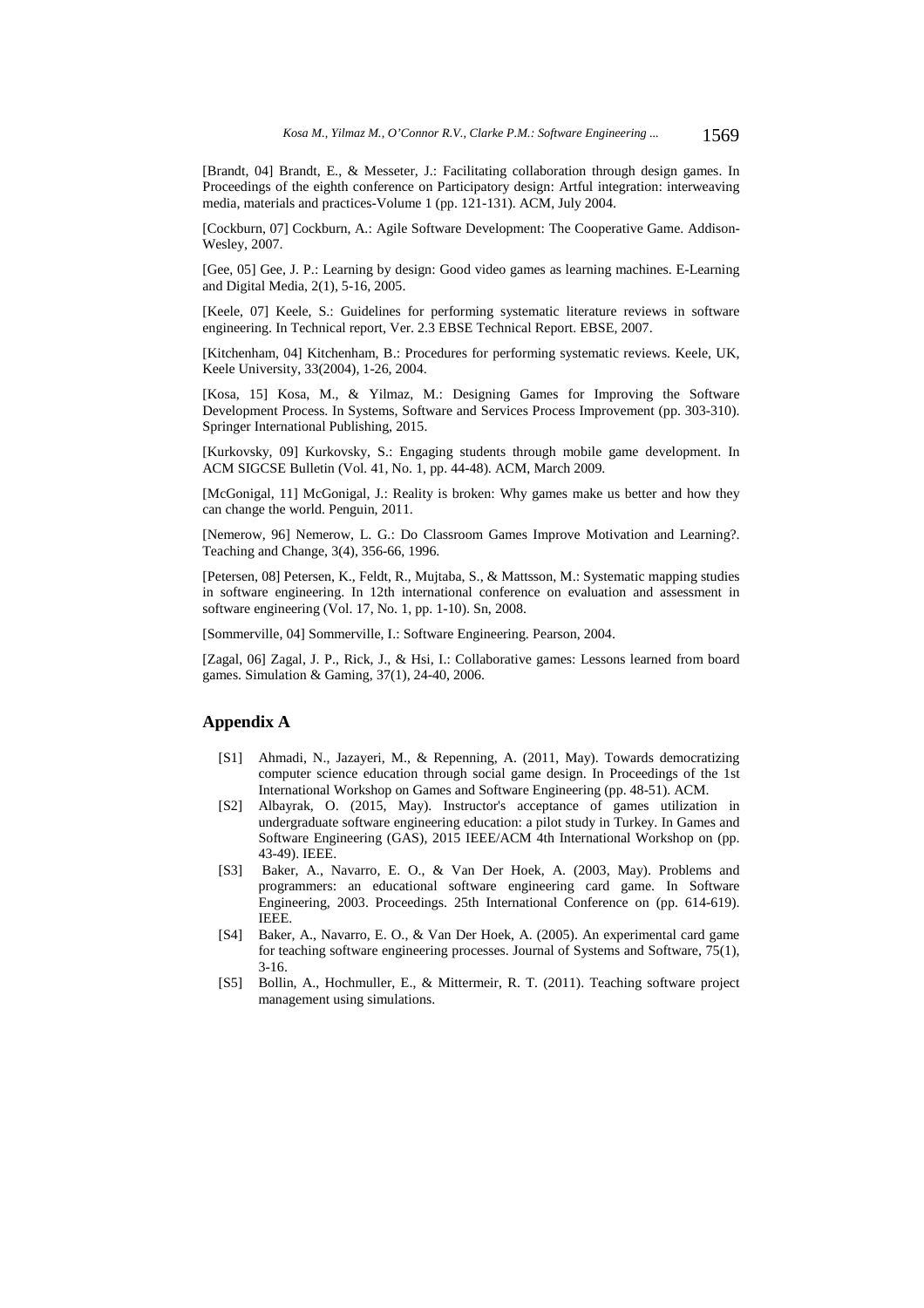[Brandt, 04] Brandt, E., & Messeter, J.: Facilitating collaboration through design games. In Proceedings of the eighth conference on Participatory design: Artful integration: interweaving media, materials and practices-Volume 1 (pp. 121-131). ACM, July 2004.

[Cockburn, 07] Cockburn, A.: Agile Software Development: The Cooperative Game. Addison-Wesley, 2007.

[Gee, 05] Gee, J. P.: Learning by design: Good video games as learning machines. E-Learning and Digital Media, 2(1), 5-16, 2005.

[Keele, 07] Keele, S.: Guidelines for performing systematic literature reviews in software engineering. In Technical report, Ver. 2.3 EBSE Technical Report. EBSE, 2007.

[Kitchenham, 04] Kitchenham, B.: Procedures for performing systematic reviews. Keele, UK, Keele University, 33(2004), 1-26, 2004.

[Kosa, 15] Kosa, M., & Yilmaz, M.: Designing Games for Improving the Software Development Process. In Systems, Software and Services Process Improvement (pp. 303-310). Springer International Publishing, 2015.

[Kurkovsky, 09] Kurkovsky, S.: Engaging students through mobile game development. In ACM SIGCSE Bulletin (Vol. 41, No. 1, pp. 44-48). ACM, March 2009.

[McGonigal, 11] McGonigal, J.: Reality is broken: Why games make us better and how they can change the world. Penguin, 2011.

[Nemerow, 96] Nemerow, L. G.: Do Classroom Games Improve Motivation and Learning?. Teaching and Change, 3(4), 356-66, 1996.

[Petersen, 08] Petersen, K., Feldt, R., Mujtaba, S., & Mattsson, M.: Systematic mapping studies in software engineering. In 12th international conference on evaluation and assessment in software engineering (Vol. 17, No. 1, pp. 1-10). Sn, 2008.

[Sommerville, 04] Sommerville, I.: Software Engineering. Pearson, 2004.

[Zagal, 06] Zagal, J. P., Rick, J., & Hsi, I.: Collaborative games: Lessons learned from board games. Simulation & Gaming, 37(1), 24-40, 2006.

## Appendix A

- [S1] Ahmadi, N., Jazayeri, M., & Repenning, A. (2011, May). Towards democratizing computer science education through social game design. In Proceedings of the 1st International Workshop on Games and Software Engineering (pp. 48-51). ACM.
- [S2] Albayrak, O. (2015, May). Instructor's acceptance of games utilization in undergraduate software engineering education: a pilot study in Turkey. In Games and Software Engineering (GAS), 2015 IEEE/ACM 4th International Workshop on (pp. 43-49). IEEE.
- [S3] Baker, A., Navarro, E. O., & Van Der Hoek, A. (2003, May). Problems and programmers: an educational software engineering card game. In Software Engineering, 2003. Proceedings. 25th International Conference on (pp. 614-619). IEEE.
- [S4] Baker, A., Navarro, E. O., & Van Der Hoek, A. (2005). An experimental card game for teaching software engineering processes. Journal of Systems and Software, 75(1), 3-16.
- [S5] Bollin, A., Hochmuller, E., & Mittermeir, R. T. (2011). Teaching software project management using simulations.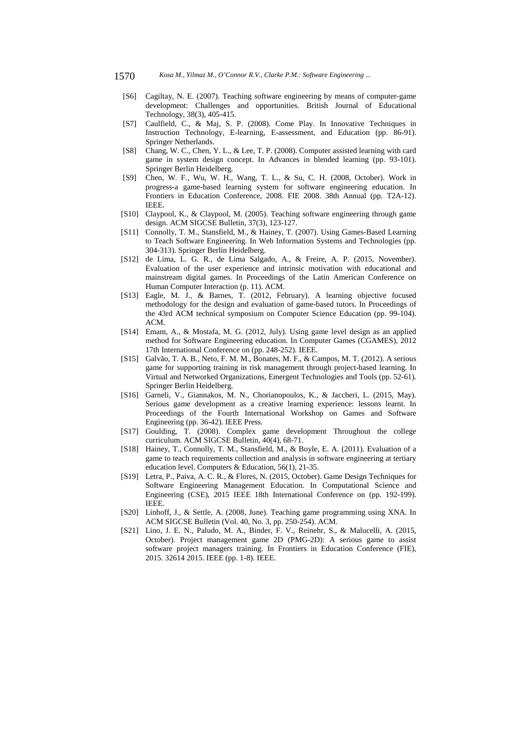[S6] Cagiltay, N. E. (2007). Teaching software engineering by means of computer‐game development: Challenges and opportunities. British Journal of Educational Technology, 38(3), 405-415.

[S7] Caulfield, C., & Maj, S. P. (2008). Come Play. In Innovative Techniques in Instruction Technology, E-learning, E-assessment, and Education (pp. 86-91). Springer Netherlands.

[S8] Chang, W. C., Chen, Y. L., & Lee, T. P. (2008). Computer assisted learning with card game in system design concept. In Advances in blended learning (pp. 93-101). Springer Berlin Heidelberg.

[S9] Chen, W. F., Wu, W. H., Wang, T. L., & Su, C. H. (2008, October). Work in progress-a game-based learning system for software engineering education. In Frontiers in Education Conference, 2008. FIE 2008. 38th Annual (pp. T2A-12). IEEE.

[S10] Claypool, K., & Claypool, M. (2005). Teaching software engineering through game design. ACM SIGCSE Bulletin, 37(3), 123-127.

[S11] Connolly, T. M., Stansfield, M., & Hainey, T. (2007). Using Games-Based Learning to Teach Software Engineering. In Web Information Systems and Technologies (pp. 304-313). Springer Berlin Heidelberg.

[S12] de Lima, L. G. R., de Lima Salgado, A., & Freire, A. P. (2015, November). Evaluation of the user experience and intrinsic motivation with educational and mainstream digital games. In Proceedings of the Latin American Conference on Human Computer Interaction (p. 11). ACM.

[S13] Eagle, M. J., & Barnes, T. (2012, February). A learning objective focused methodology for the design and evaluation of game-based tutors. In Proceedings of the 43rd ACM technical symposium on Computer Science Education (pp. 99-104). ACM.

[S14] Emam, A., & Mostafa, M. G. (2012, July). Using game level design as an applied method for Software Engineering education. In Computer Games (CGAMES), 2012 17th International Conference on (pp. 248-252). IEEE.

[S15] Galvão, T. A. B., Neto, F. M. M., Bonates, M. F., & Campos, M. T. (2012). A serious game for supporting training in risk management through project-based learning. In Virtual and Networked Organizations, Emergent Technologies and Tools (pp. 52-61). Springer Berlin Heidelberg.

[S16] Garneli, V., Giannakos, M. N., Chorianopoulos, K., & Jaccheri, L. (2015, May). Serious game development as a creative learning experience: lessons learnt. In Proceedings of the Fourth International Workshop on Games and Software Engineering (pp. 36-42). IEEE Press.

[S17] Goulding, T. (2008). Complex game development Throughout the college curriculum. ACM SIGCSE Bulletin, 40(4), 68-71.

[S18] Hainey, T., Connolly, T. M., Stansfield, M., & Boyle, E. A. (2011). Evaluation of a game to teach requirements collection and analysis in software engineering at tertiary education level. Computers & Education, 56(1), 21-35.

[S19] Letra, P., Paiva, A. C. R., & Flores, N. (2015, October). Game Design Techniques for Software Engineering Management Education. In Computational Science and Engineering (CSE), 2015 IEEE 18th International Conference on (pp. 192-199). IEEE.

[S20] Linhoff, J., & Settle, A. (2008, June). Teaching game programming using XNA. In ACM SIGCSE Bulletin (Vol. 40, No. 3, pp. 250-254). ACM.

[S21] Lino, J. E. N., Paludo, M. A., Binder, F. V., Reinehr, S., & Malucelli, A. (2015, October). Project management game 2D (PMG-2D): A serious game to assist software project managers training. In Frontiers in Education Conference (FIE), 2015. 32614 2015. IEEE (pp. 1-8). IEEE.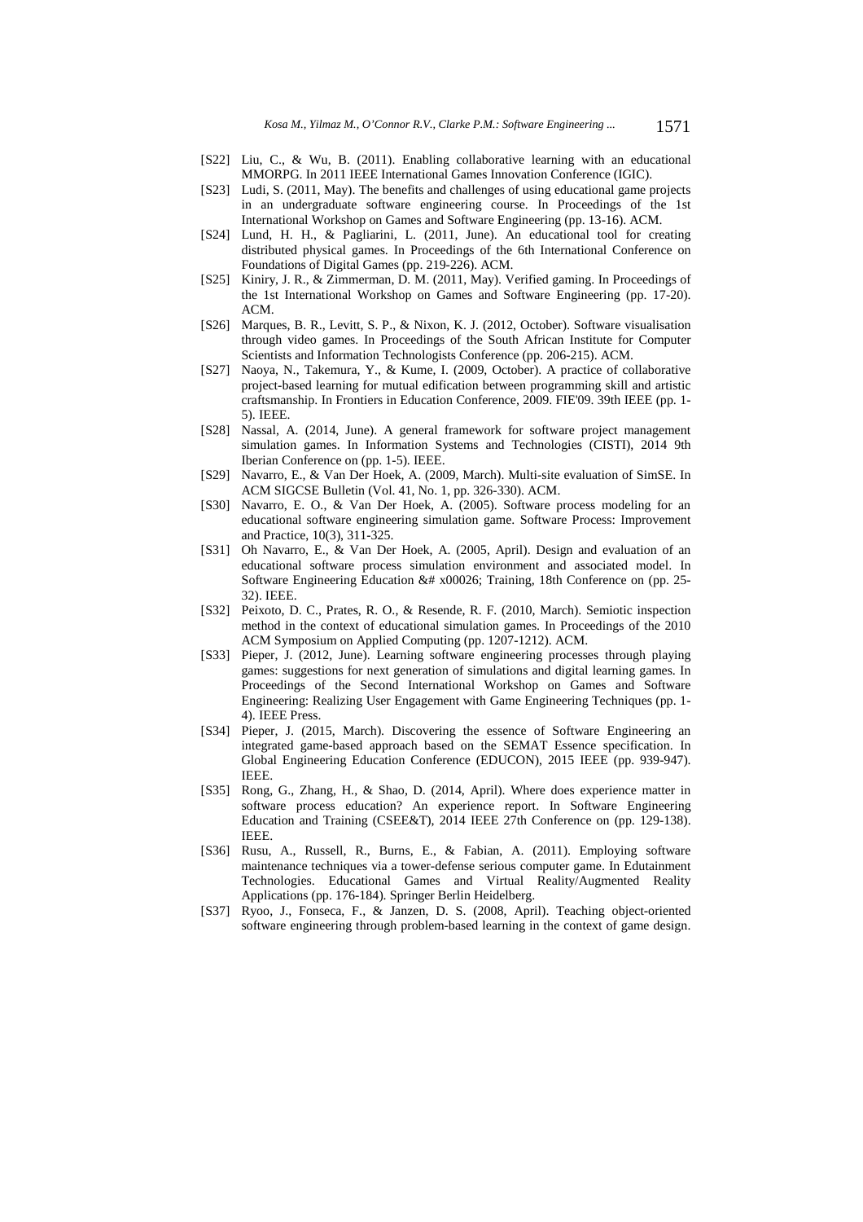[S22] Liu, C., & Wu, B. (2011). Enabling collaborative learning with an educational MMORPG. In 2011 IEEE International Games Innovation Conference (IGIC).

[S23] Ludi, S. (2011, May). The benefits and challenges of using educational game projects in an undergraduate software engineering course. In Proceedings of the 1st International Workshop on Games and Software Engineering (pp. 13-16). ACM.

[S24] Lund, H. H., & Pagliarini, L. (2011, June). An educational tool for creating distributed physical games. In Proceedings of the 6th International Conference on Foundations of Digital Games (pp. 219-226). ACM.

[S25] Kiniry, J. R., & Zimmerman, D. M. (2011, May). Verified gaming. In Proceedings of the 1st International Workshop on Games and Software Engineering (pp. 17-20). ACM.

[S26] Marques, B. R., Levitt, S. P., & Nixon, K. J. (2012, October). Software visualisation through video games. In Proceedings of the South African Institute for Computer Scientists and Information Technologists Conference (pp. 206-215). ACM.

[S27] Naoya, N., Takemura, Y., & Kume, I. (2009, October). A practice of collaborative project-based learning for mutual edification between programming skill and artistic craftsmanship. In Frontiers in Education Conference, 2009. FIE'09. 39th IEEE (pp. 1-5). IEEE.

[S28] Nassal, A. (2014, June). A general framework for software project management simulation games. In Information Systems and Technologies (CISTI), 2014 9th Iberian Conference on (pp. 1-5). IEEE.

[S29] Navarro, E., & Van Der Hoek, A. (2009, March). Multi-site evaluation of SimSE. In ACM SIGCSE Bulletin (Vol. 41, No. 1, pp. 326-330). ACM.

[S30] Navarro, E. O., & Van Der Hoek, A. (2005). Software process modeling for an educational software engineering simulation game. Software Process: Improvement and Practice, 10(3), 311-325.

[S31] Oh Navarro, E., & Van Der Hoek, A. (2005, April). Design and evaluation of an educational software process simulation environment and associated model. In Software Engineering Education &# x00026; Training, 18th Conference on (pp. 25-32). IEEE.

[S32] Peixoto, D. C., Prates, R. O., & Resende, R. F. (2010, March). Semiotic inspection method in the context of educational simulation games. In Proceedings of the 2010 ACM Symposium on Applied Computing (pp. 1207-1212). ACM.

[S33] Pieper, J. (2012, June). Learning software engineering processes through playing games: suggestions for next generation of simulations and digital learning games. In Proceedings of the Second International Workshop on Games and Software Engineering: Realizing User Engagement with Game Engineering Techniques (pp. 1-4). IEEE Press.

[S34] Pieper, J. (2015, March). Discovering the essence of Software Engineering an integrated game-based approach based on the SEMAT Essence specification. In Global Engineering Education Conference (EDUCON), 2015 IEEE (pp. 939-947). IEEE.

[S35] Rong, G., Zhang, H., & Shao, D. (2014, April). Where does experience matter in software process education? An experience report. In Software Engineering Education and Training (CSEE&T), 2014 IEEE 27th Conference on (pp. 129-138). IEEE.

[S36] Rusu, A., Russell, R., Burns, E., & Fabian, A. (2011). Employing software maintenance techniques via a tower-defense serious computer game. In Edutainment Technologies. Educational Games and Virtual Reality/Augmented Reality Applications (pp. 176-184). Springer Berlin Heidelberg.

[S37] Ryoo, J., Fonseca, F., & Janzen, D. S. (2008, April). Teaching object-oriented software engineering through problem-based learning in the context of game design.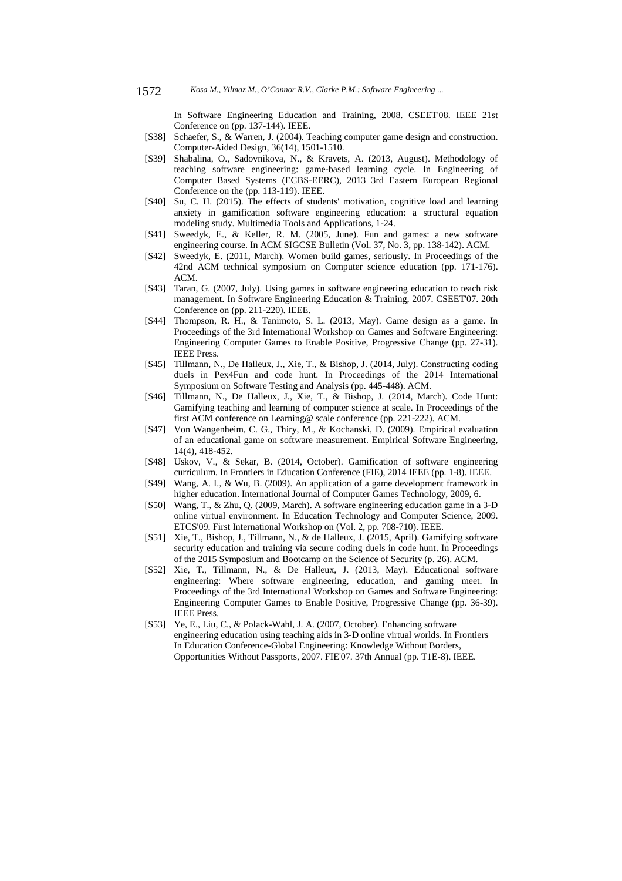In Software Engineering Education and Training, 2008. CSEET'08. IEEE 21st Conference on (pp. 137-144). IEEE.

[S38] Schaefer, S., & Warren, J. (2004). Teaching computer game design and construction. Computer-Aided Design, 36(14), 1501-1510.

[S39] Shabalina, O., Sadovnikova, N., & Kravets, A. (2013, August). Methodology of teaching software engineering: game-based learning cycle. In Engineering of Computer Based Systems (ECBS-EERC), 2013 3rd Eastern European Regional Conference on the (pp. 113-119). IEEE.

[S40] Su, C. H. (2015). The effects of students' motivation, cognitive load and learning anxiety in gamification software engineering education: a structural equation modeling study. Multimedia Tools and Applications, 1-24.

[S41] Sweedyk, E., & Keller, R. M. (2005, June). Fun and games: a new software engineering course. In ACM SIGCSE Bulletin (Vol. 37, No. 3, pp. 138-142). ACM.

[S42] Sweedyk, E. (2011, March). Women build games, seriously. In Proceedings of the 42nd ACM technical symposium on Computer science education (pp. 171-176). ACM.

[S43] Taran, G. (2007, July). Using games in software engineering education to teach risk management. In Software Engineering Education & Training, 2007. CSEET'07. 20th Conference on (pp. 211-220). IEEE.

[S44] Thompson, R. H., & Tanimoto, S. L. (2013, May). Game design as a game. In Proceedings of the 3rd International Workshop on Games and Software Engineering: Engineering Computer Games to Enable Positive, Progressive Change (pp. 27-31). IEEE Press.

[S45] Tillmann, N., De Halleux, J., Xie, T., & Bishop, J. (2014, July). Constructing coding duels in Pex4Fun and code hunt. In Proceedings of the 2014 International Symposium on Software Testing and Analysis (pp. 445-448). ACM.

[S46] Tillmann, N., De Halleux, J., Xie, T., & Bishop, J. (2014, March). Code Hunt: Gamifying teaching and learning of computer science at scale. In Proceedings of the first ACM conference on Learning@ scale conference (pp. 221-222). ACM.

[S47] Von Wangenheim, C. G., Thiry, M., & Kochanski, D. (2009). Empirical evaluation of an educational game on software measurement. Empirical Software Engineering, 14(4), 418-452.

[S48] Uskov, V., & Sekar, B. (2014, October). Gamification of software engineering curriculum. In Frontiers in Education Conference (FIE), 2014 IEEE (pp. 1-8). IEEE.

[S49] Wang, A. I., & Wu, B. (2009). An application of a game development framework in higher education. International Journal of Computer Games Technology, 2009, 6.

[S50] Wang, T., & Zhu, Q. (2009, March). A software engineering education game in a 3-D online virtual environment. In Education Technology and Computer Science, 2009. ETCS'09. First International Workshop on (Vol. 2, pp. 708-710). IEEE.

[S51] Xie, T., Bishop, J., Tillmann, N., & de Halleux, J. (2015, April). Gamifying software security education and training via secure coding duels in code hunt. In Proceedings of the 2015 Symposium and Bootcamp on the Science of Security (p. 26). ACM.

[S52] Xie, T., Tillmann, N., & De Halleux, J. (2013, May). Educational software engineering: Where software engineering, education, and gaming meet. In Proceedings of the 3rd International Workshop on Games and Software Engineering: Engineering Computer Games to Enable Positive, Progressive Change (pp. 36-39). IEEE Press.

[S53] Ye, E., Liu, C., & Polack-Wahl, J. A. (2007, October). Enhancing software engineering education using teaching aids in 3-D online virtual worlds. In Frontiers In Education Conference-Global Engineering: Knowledge Without Borders, Opportunities Without Passports, 2007. FIE'07. 37th Annual (pp. T1E-8). IEEE.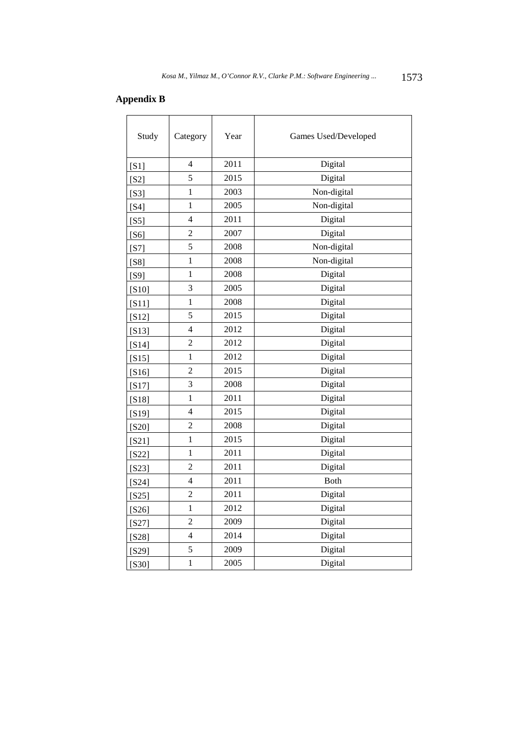## Appendix B

| Study | Category | Year | Games Used/Developed |
|---|---|---|---|
| [S1] | 4 | 2011 | Digital |
| [S2] | 5 | 2015 | Digital |
| [S3] | 1 | 2003 | Non-digital |
| [S4] | 1 | 2005 | Non-digital |
| [S5] | 4 | 2011 | Digital |
| [S6] | 2 | 2007 | Digital |
| [S7] | 5 | 2008 | Non-digital |
| [S8] | 1 | 2008 | Non-digital |
| [S9] | 1 | 2008 | Digital |
| [S10] | 3 | 2005 | Digital |
| [S11] | 1 | 2008 | Digital |
| [S12] | 5 | 2015 | Digital |
| [S13] | 4 | 2012 | Digital |
| [S14] | 2 | 2012 | Digital |
| [S15] | 1 | 2012 | Digital |
| [S16] | 2 | 2015 | Digital |
| [S17] | 3 | 2008 | Digital |
| [S18] | 1 | 2011 | Digital |
| [S19] | 4 | 2015 | Digital |
| [S20] | 2 | 2008 | Digital |
| [S21] | 1 | 2015 | Digital |
| [S22] | 1 | 2011 | Digital |
| [S23] | 2 | 2011 | Digital |
| [S24] | 4 | 2011 | Both |
| [S25] | 2 | 2011 | Digital |
| [S26] | 1 | 2012 | Digital |
| [S27] | 2 | 2009 | Digital |
| [S28] | 4 | 2014 | Digital |
| [S29] | 5 | 2009 | Digital |
| [S30] | 1 | 2005 | Digital |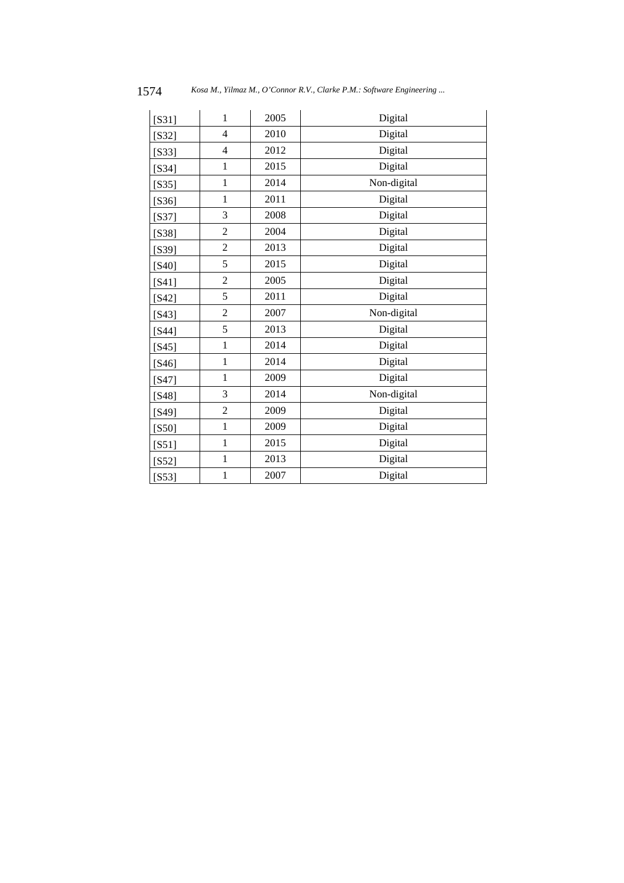| | | | |
|---|---|---|---|
| [S31] | 1 | 2005 | Digital |
| [S32] | 4 | 2010 | Digital |
| [S33] | 4 | 2012 | Digital |
| [S34] | 1 | 2015 | Digital |
| [S35] | 1 | 2014 | Non-digital |
| [S36] | 1 | 2011 | Digital |
| [S37] | 3 | 2008 | Digital |
| [S38] | 2 | 2004 | Digital |
| [S39] | 2 | 2013 | Digital |
| [S40] | 5 | 2015 | Digital |
| [S41] | 2 | 2005 | Digital |
| [S42] | 5 | 2011 | Digital |
| [S43] | 2 | 2007 | Non-digital |
| [S44] | 5 | 2013 | Digital |
| [S45] | 1 | 2014 | Digital |
| [S46] | 1 | 2014 | Digital |
| [S47] | 1 | 2009 | Digital |
| [S48] | 3 | 2014 | Non-digital |
| [S49] | 2 | 2009 | Digital |
| [S50] | 1 | 2009 | Digital |
| [S51] | 1 | 2015 | Digital |
| [S52] | 1 | 2013 | Digital |
| [S53] | 1 | 2007 | Digital |